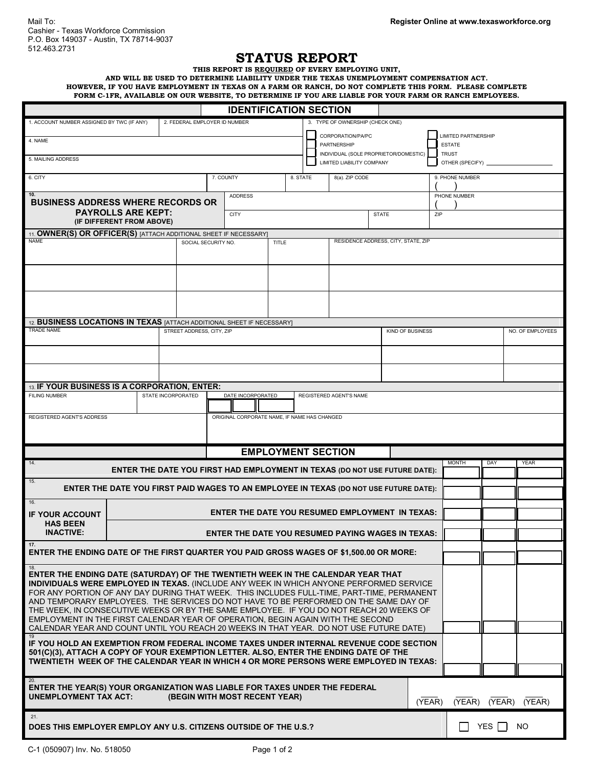Mail To:
Cashier - Texas Workforce Commission
P.O. Box 149037 - Austin, TX 78714-9037
512.463.2731

**Register Online at www.texasworkforce.org**

# STATUS REPORT

**THIS REPORT IS REQUIRED OF EVERY EMPLOYING UNIT, AND WILL BE USED TO DETERMINE LIABILITY UNDER THE TEXAS UNEMPLOYMENT COMPENSATION ACT. HOWEVER, IF YOU HAVE EMPLOYMENT IN TEXAS ON A FARM OR RANCH, DO NOT COMPLETE THIS FORM. PLEASE COMPLETE FORM C-1FR, AVAILABLE ON OUR WEBSITE, TO DETERMINE IF YOU ARE LIABLE FOR YOUR FARM OR RANCH EMPLOYEES.**

## IDENTIFICATION SECTION

| 1. ACCOUNT NUMBER ASSIGNED BY TWC (IF ANY) | 2. FEDERAL EMPLOYER ID NUMBER | 3. TYPE OF OWNERSHIP (CHECK ONE) |
|---|---|---|
| | | ☐ CORPORATION/PA/PC ☐ LIMITED PARTNERSHIP |
| 4. NAME | | ☐ PARTNERSHIP ☐ ESTATE |
| | | ☐ INDIVIDUAL (SOLE PROPRIETOR/DOMESTIC) ☐ TRUST |
| 5. MAILING ADDRESS | | ☐ LIMITED LIABILITY COMPANY ☐ OTHER (SPECIFY) ________ |

| 6. CITY | 7. COUNTY | 8. STATE | 8(a). ZIP CODE | 9. PHONE NUMBER |
|---|---|---|---|---|
| | | | | ( ) |

| 10. **BUSINESS ADDRESS WHERE RECORDS OR PAYROLLS ARE KEPT:** (IF DIFFERENT FROM ABOVE) | ADDRESS | | PHONE NUMBER ( ) |
|---|---|---|---|
| | CITY | STATE | ZIP |

11. **OWNER(S) OR OFFICER(S)** [ATTACH ADDITIONAL SHEET IF NECESSARY]

| NAME | SOCIAL SECURITY NO. | TITLE | RESIDENCE ADDRESS, CITY, STATE, ZIP |
|---|---|---|---|
| | | | |
| | | | |
| | | | |

12. **BUSINESS LOCATIONS IN TEXAS** [ATTACH ADDITIONAL SHEET IF NECESSARY]

| TRADE NAME | STREET ADDRESS, CITY, ZIP | KIND OF BUSINESS | NO. OF EMPLOYEES |
|---|---|---|---|
| | | | |
| | | | |
| | | | |

13. **IF YOUR BUSINESS IS A CORPORATION, ENTER:**

| FILING NUMBER | STATE INCORPORATED | DATE INCORPORATED | REGISTERED AGENT'S NAME |
|---|---|---|---|
| | | | |

| REGISTERED AGENT'S ADDRESS | ORIGINAL CORPORATE NAME, IF NAME HAS CHANGED |
|---|---|
| | |

## EMPLOYMENT SECTION

| | MONTH | DAY | YEAR |
|---|---|---|---|
| 14. **ENTER THE DATE YOU FIRST HAD EMPLOYMENT IN TEXAS** (DO NOT USE FUTURE DATE): | | | |
| 15. **ENTER THE DATE YOU FIRST PAID WAGES TO AN EMPLOYEE IN TEXAS** (DO NOT USE FUTURE DATE): | | | |
| 16. **IF YOUR ACCOUNT HAS BEEN INACTIVE:** **ENTER THE DATE YOU RESUMED EMPLOYMENT IN TEXAS:** | | | |
| **ENTER THE DATE YOU RESUMED PAYING WAGES IN TEXAS:** | | | |
| 17. **ENTER THE ENDING DATE OF THE FIRST QUARTER YOU PAID GROSS WAGES OF $1,500.00 OR MORE:** | | | |
| 18. **ENTER THE ENDING DATE (SATURDAY) OF THE TWENTIETH WEEK IN THE CALENDAR YEAR THAT INDIVIDUALS WERE EMPLOYED IN TEXAS.** (INCLUDE ANY WEEK IN WHICH ANYONE PERFORMED SERVICE FOR ANY PORTION OF ANY DAY DURING THAT WEEK. THIS INCLUDES FULL-TIME, PART-TIME, PERMANENT AND TEMPORARY EMPLOYEES. THE SERVICES DO NOT HAVE TO BE PERFORMED ON THE SAME DAY OF THE WEEK, IN CONSECUTIVE WEEKS OR BY THE SAME EMPLOYEE. IF YOU DO NOT REACH 20 WEEKS OF EMPLOYMENT IN THE FIRST CALENDAR YEAR OF OPERATION, BEGIN AGAIN WITH THE SECOND CALENDAR YEAR AND COUNT UNTIL YOU REACH 20 WEEKS IN THAT YEAR. DO NOT USE FUTURE DATE) | | | |
| 19. **IF YOU HOLD AN EXEMPTION FROM FEDERAL INCOME TAXES UNDER INTERNAL REVENUE CODE SECTION 501(C)(3), ATTACH A COPY OF YOUR EXEMPTION LETTER. ALSO, ENTER THE ENDING DATE OF THE TWENTIETH WEEK OF THE CALENDAR YEAR IN WHICH 4 OR MORE PERSONS WERE EMPLOYED IN TEXAS:** | | | |

20. **ENTER THE YEAR(S) YOUR ORGANIZATION WAS LIABLE FOR TAXES UNDER THE FEDERAL UNEMPLOYMENT TAX ACT: (BEGIN WITH MOST RECENT YEAR)**

____ (YEAR) ____ (YEAR) ____ (YEAR) ____ (YEAR)

21. **DOES THIS EMPLOYER EMPLOY ANY U.S. CITIZENS OUTSIDE OF THE U.S.?** ☐ YES ☐ NO

C-1 (050907) Inv. No. 518050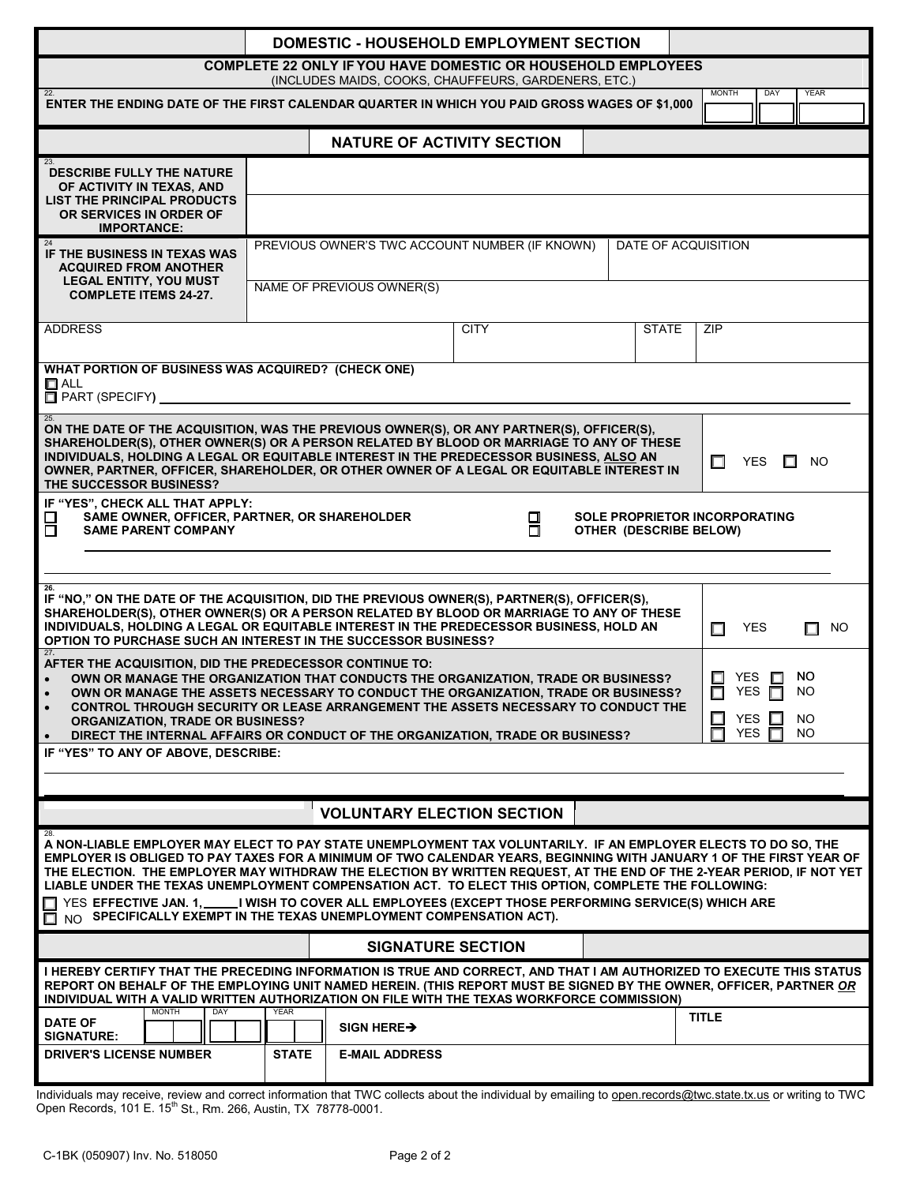## DOMESTIC - HOUSEHOLD EMPLOYMENT SECTION

**COMPLETE 22 ONLY IF YOU HAVE DOMESTIC OR HOUSEHOLD EMPLOYEES**
(INCLUDES MAIDS, COOKS, CHAUFFEURS, GARDENERS, ETC.)

22. **ENTER THE ENDING DATE OF THE FIRST CALENDAR QUARTER IN WHICH YOU PAID GROSS WAGES OF $1,000**

| MONTH | DAY | YEAR |
|---|---|---|
| | | |

## NATURE OF ACTIVITY SECTION

23. **DESCRIBE FULLY THE NATURE OF ACTIVITY IN TEXAS, AND LIST THE PRINCIPAL PRODUCTS OR SERVICES IN ORDER OF IMPORTANCE:**

24. **IF THE BUSINESS IN TEXAS WAS ACQUIRED FROM ANOTHER LEGAL ENTITY, YOU MUST COMPLETE ITEMS 24-27.**

| PREVIOUS OWNER'S TWC ACCOUNT NUMBER (IF KNOWN) | DATE OF ACQUISITION |
|---|---|
| | |

NAME OF PREVIOUS OWNER(S)

| ADDRESS | CITY | STATE | ZIP |
|---|---|---|---|
| | | | |

**WHAT PORTION OF BUSINESS WAS ACQUIRED? (CHECK ONE)**
☐ ALL
☐ PART (SPECIFY) ______________________

25. **ON THE DATE OF THE ACQUISITION, WAS THE PREVIOUS OWNER(S), OR ANY PARTNER(S), OFFICER(S), SHAREHOLDER(S), OTHER OWNER(S) OR A PERSON RELATED BY BLOOD OR MARRIAGE TO ANY OF THESE INDIVIDUALS, HOLDING A LEGAL OR EQUITABLE INTEREST IN THE PREDECESSOR BUSINESS, ALSO AN OWNER, PARTNER, OFFICER, SHAREHOLDER, OR OTHER OWNER OF A LEGAL OR EQUITABLE INTEREST IN THE SUCCESSOR BUSINESS?** ☐ YES ☐ NO

**IF "YES", CHECK ALL THAT APPLY:**
☐ **SAME OWNER, OFFICER, PARTNER, OR SHAREHOLDER**
☐ **SAME PARENT COMPANY**
☐ **SOLE PROPRIETOR INCORPORATING**
☐ **OTHER (DESCRIBE BELOW)**

26. **IF "NO," ON THE DATE OF THE ACQUISITION, DID THE PREVIOUS OWNER(S), PARTNER(S), OFFICER(S), SHAREHOLDER(S), OTHER OWNER(S) OR A PERSON RELATED BY BLOOD OR MARRIAGE TO ANY OF THESE INDIVIDUALS, HOLDING A LEGAL OR EQUITABLE INTEREST IN THE PREDECESSOR BUSINESS, HOLD AN OPTION TO PURCHASE SUCH AN INTEREST IN THE SUCCESSOR BUSINESS?** ☐ YES ☐ NO

27. **AFTER THE ACQUISITION, DID THE PREDECESSOR CONTINUE TO:**
- **OWN OR MANAGE THE ORGANIZATION THAT CONDUCTS THE ORGANIZATION, TRADE OR BUSINESS?** ☐ YES ☐ NO
- **OWN OR MANAGE THE ASSETS NECESSARY TO CONDUCT THE ORGANIZATION, TRADE OR BUSINESS?** ☐ YES ☐ NO
- **CONTROL THROUGH SECURITY OR LEASE ARRANGEMENT THE ASSETS NECESSARY TO CONDUCT THE ORGANIZATION, TRADE OR BUSINESS?** ☐ YES ☐ NO
- **DIRECT THE INTERNAL AFFAIRS OR CONDUCT OF THE ORGANIZATION, TRADE OR BUSINESS?** ☐ YES ☐ NO

**IF "YES" TO ANY OF ABOVE, DESCRIBE:**

## VOLUNTARY ELECTION SECTION

28. **A NON-LIABLE EMPLOYER MAY ELECT TO PAY STATE UNEMPLOYMENT TAX VOLUNTARILY. IF AN EMPLOYER ELECTS TO DO SO, THE EMPLOYER IS OBLIGED TO PAY TAXES FOR A MINIMUM OF TWO CALENDAR YEARS, BEGINNING WITH JANUARY 1 OF THE FIRST YEAR OF THE ELECTION. THE EMPLOYER MAY WITHDRAW THE ELECTION BY WRITTEN REQUEST, AT THE END OF THE 2-YEAR PERIOD, IF NOT YET LIABLE UNDER THE TEXAS UNEMPLOYMENT COMPENSATION ACT. TO ELECT THIS OPTION, COMPLETE THE FOLLOWING:**

☐ YES **EFFECTIVE JAN. 1, _____ I WISH TO COVER ALL EMPLOYEES (EXCEPT THOSE PERFORMING SERVICE(S) WHICH ARE**
☐ NO **SPECIFICALLY EXEMPT IN THE TEXAS UNEMPLOYMENT COMPENSATION ACT).**

## SIGNATURE SECTION

**I HEREBY CERTIFY THAT THE PRECEDING INFORMATION IS TRUE AND CORRECT, AND THAT I AM AUTHORIZED TO EXECUTE THIS STATUS REPORT ON BEHALF OF THE EMPLOYING UNIT NAMED HEREIN. (THIS REPORT MUST BE SIGNED BY THE OWNER, OFFICER, PARTNER *OR* INDIVIDUAL WITH A VALID WRITTEN AUTHORIZATION ON FILE WITH THE TEXAS WORKFORCE COMMISSION)**

| DATE OF SIGNATURE: (MONTH / DAY / YEAR) | SIGN HERE➔ | TITLE |
|---|---|---|
| | | |

| DRIVER'S LICENSE NUMBER | STATE | E-MAIL ADDRESS |
|---|---|---|
| | | |

Individuals may receive, review and correct information that TWC collects about the individual by emailing to open.records@twc.state.tx.us or writing to TWC Open Records, 101 E. 15th St., Rm. 266, Austin, TX 78778-0001.

C-1BK (050907) Inv. No. 518050